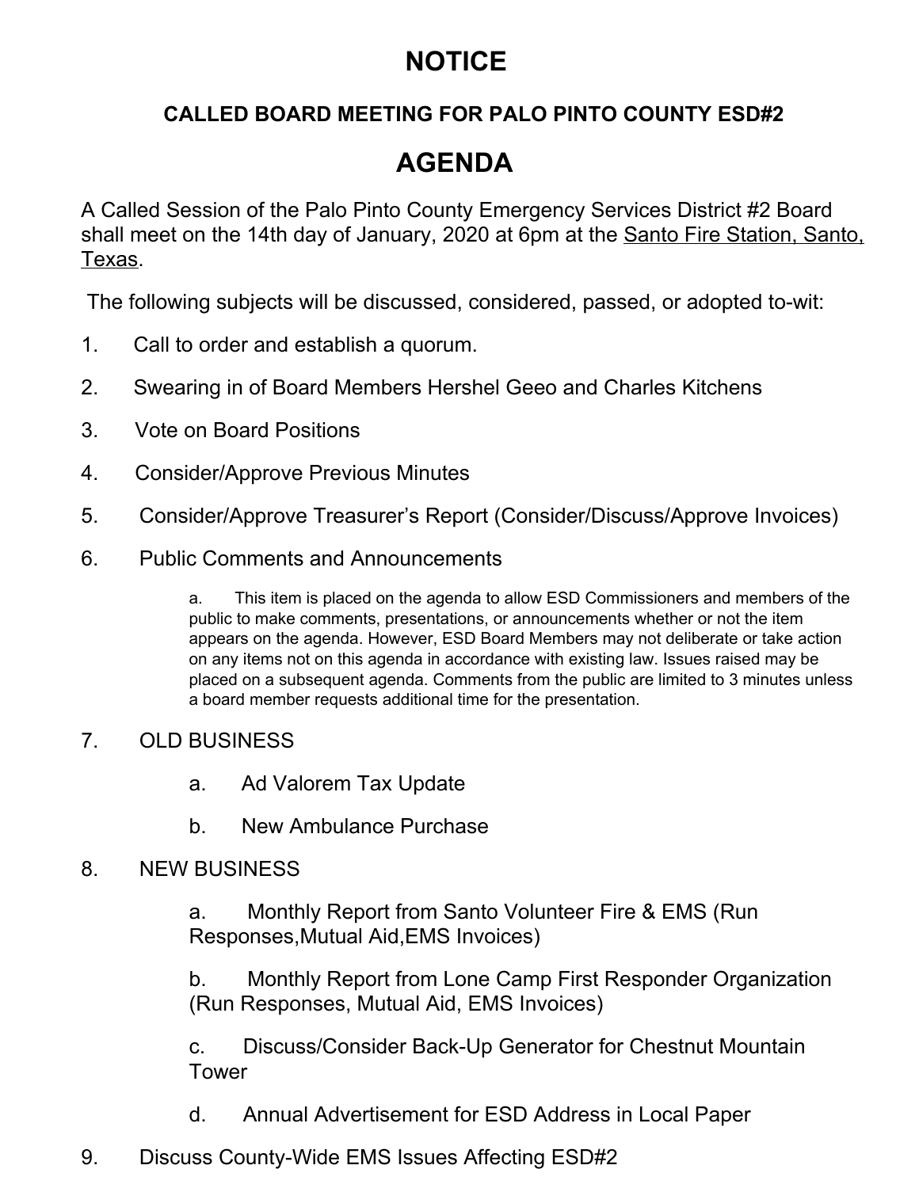# NOTICE

### CALLED BOARD MEETING FOR PALO PINTO COUNTY ESD#2

# AGENDA

A Called Session of the Palo Pinto County Emergency Services District #2 Board shall meet on the 14th day of January, 2020 at 6pm at the Santo Fire Station, Santo, Texas.

The following subjects will be discussed, considered, passed, or adopted to-wit:

1. Call to order and establish a quorum.
2. Swearing in of Board Members Hershel Geeo and Charles Kitchens
3. Vote on Board Positions
4. Consider/Approve Previous Minutes
5. Consider/Approve Treasurer's Report (Consider/Discuss/Approve Invoices)
6. Public Comments and Announcements
    a. This item is placed on the agenda to allow ESD Commissioners and members of the public to make comments, presentations, or announcements whether or not the item appears on the agenda. However, ESD Board Members may not deliberate or take action on any items not on this agenda in accordance with existing law. Issues raised may be placed on a subsequent agenda. Comments from the public are limited to 3 minutes unless a board member requests additional time for the presentation.
7. OLD BUSINESS
    a. Ad Valorem Tax Update
    b. New Ambulance Purchase
8. NEW BUSINESS
    a. Monthly Report from Santo Volunteer Fire & EMS (Run Responses,Mutual Aid,EMS Invoices)
    b. Monthly Report from Lone Camp First Responder Organization (Run Responses, Mutual Aid, EMS Invoices)
    c. Discuss/Consider Back-Up Generator for Chestnut Mountain Tower
    d. Annual Advertisement for ESD Address in Local Paper
9. Discuss County-Wide EMS Issues Affecting ESD#2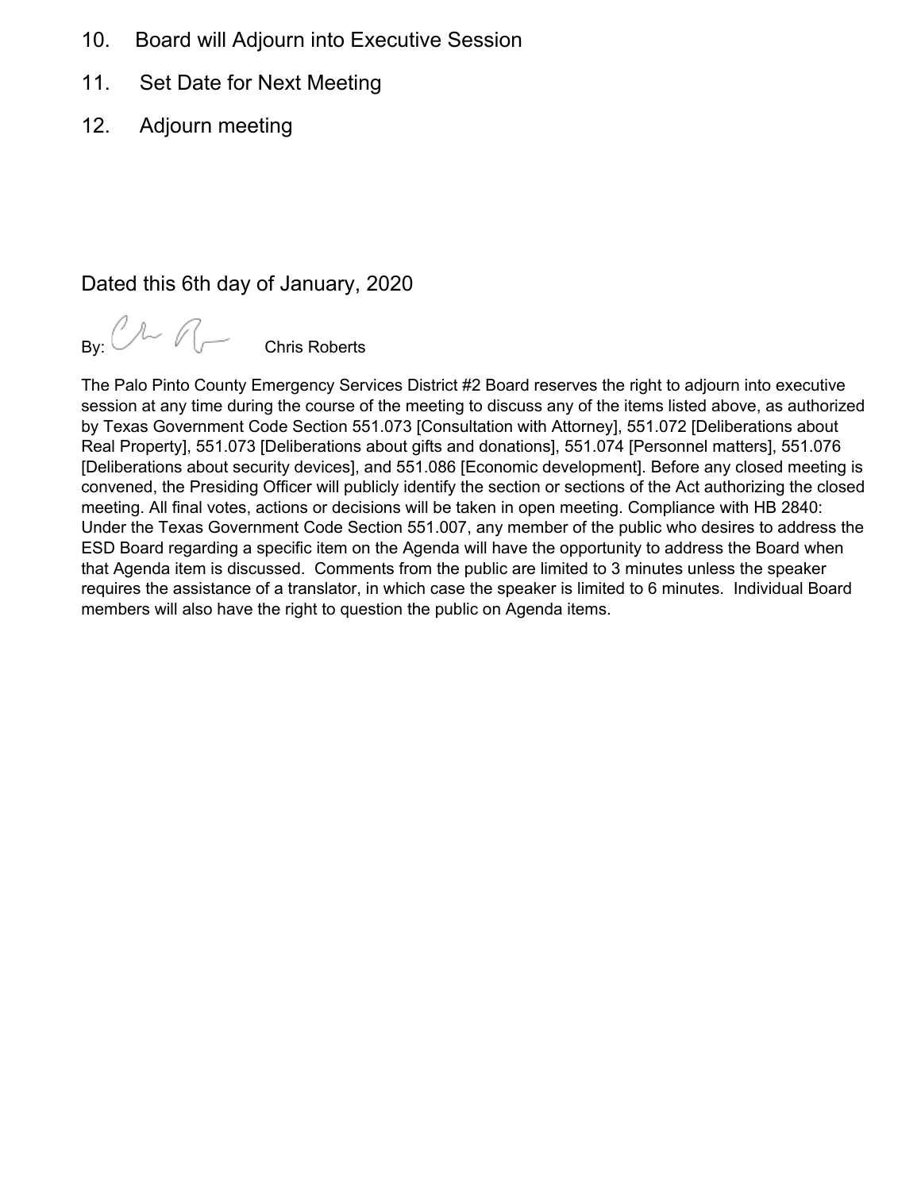10. Board will Adjourn into Executive Session
11. Set Date for Next Meeting
12. Adjourn meeting

Dated this 6th day of January, 2020

By: Chris Roberts

The Palo Pinto County Emergency Services District #2 Board reserves the right to adjourn into executive session at any time during the course of the meeting to discuss any of the items listed above, as authorized by Texas Government Code Section 551.073 [Consultation with Attorney], 551.072 [Deliberations about Real Property], 551.073 [Deliberations about gifts and donations], 551.074 [Personnel matters], 551.076 [Deliberations about security devices], and 551.086 [Economic development]. Before any closed meeting is convened, the Presiding Officer will publicly identify the section or sections of the Act authorizing the closed meeting. All final votes, actions or decisions will be taken in open meeting. Compliance with HB 2840: Under the Texas Government Code Section 551.007, any member of the public who desires to address the ESD Board regarding a specific item on the Agenda will have the opportunity to address the Board when that Agenda item is discussed. Comments from the public are limited to 3 minutes unless the speaker requires the assistance of a translator, in which case the speaker is limited to 6 minutes. Individual Board members will also have the right to question the public on Agenda items.